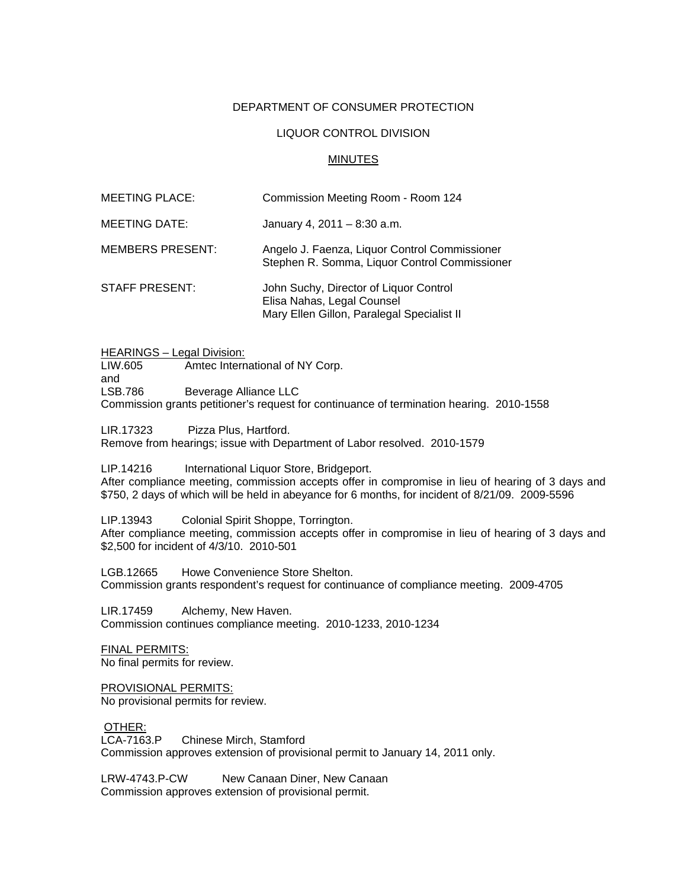DEPARTMENT OF CONSUMER PROTECTION

LIQUOR CONTROL DIVISION

<u>MINUTES</u>

| | |
|---|---|
| MEETING PLACE: | Commission Meeting Room - Room 124 |
| MEETING DATE: | January 4, 2011 – 8:30 a.m. |
| MEMBERS PRESENT: | Angelo J. Faenza, Liquor Control Commissioner<br>Stephen R. Somma, Liquor Control Commissioner |
| STAFF PRESENT: | John Suchy, Director of Liquor Control<br>Elisa Nahas, Legal Counsel<br>Mary Ellen Gillon, Paralegal Specialist II |

<u>HEARINGS – Legal Division:</u>

LIW.605 Amtec International of NY Corp.
and
LSB.786 Beverage Alliance LLC
Commission grants petitioner's request for continuance of termination hearing. 2010-1558

LIR.17323 Pizza Plus, Hartford.
Remove from hearings; issue with Department of Labor resolved. 2010-1579

LIP.14216 International Liquor Store, Bridgeport.
After compliance meeting, commission accepts offer in compromise in lieu of hearing of 3 days and $750, 2 days of which will be held in abeyance for 6 months, for incident of 8/21/09. 2009-5596

LIP.13943 Colonial Spirit Shoppe, Torrington.
After compliance meeting, commission accepts offer in compromise in lieu of hearing of 3 days and $2,500 for incident of 4/3/10. 2010-501

LGB.12665 Howe Convenience Store Shelton.
Commission grants respondent's request for continuance of compliance meeting. 2009-4705

LIR.17459 Alchemy, New Haven.
Commission continues compliance meeting. 2010-1233, 2010-1234

<u>FINAL PERMITS:</u>
No final permits for review.

<u>PROVISIONAL PERMITS:</u>
No provisional permits for review.

<u>OTHER:</u>
LCA-7163.P Chinese Mirch, Stamford
Commission approves extension of provisional permit to January 14, 2011 only.

LRW-4743.P-CW New Canaan Diner, New Canaan
Commission approves extension of provisional permit.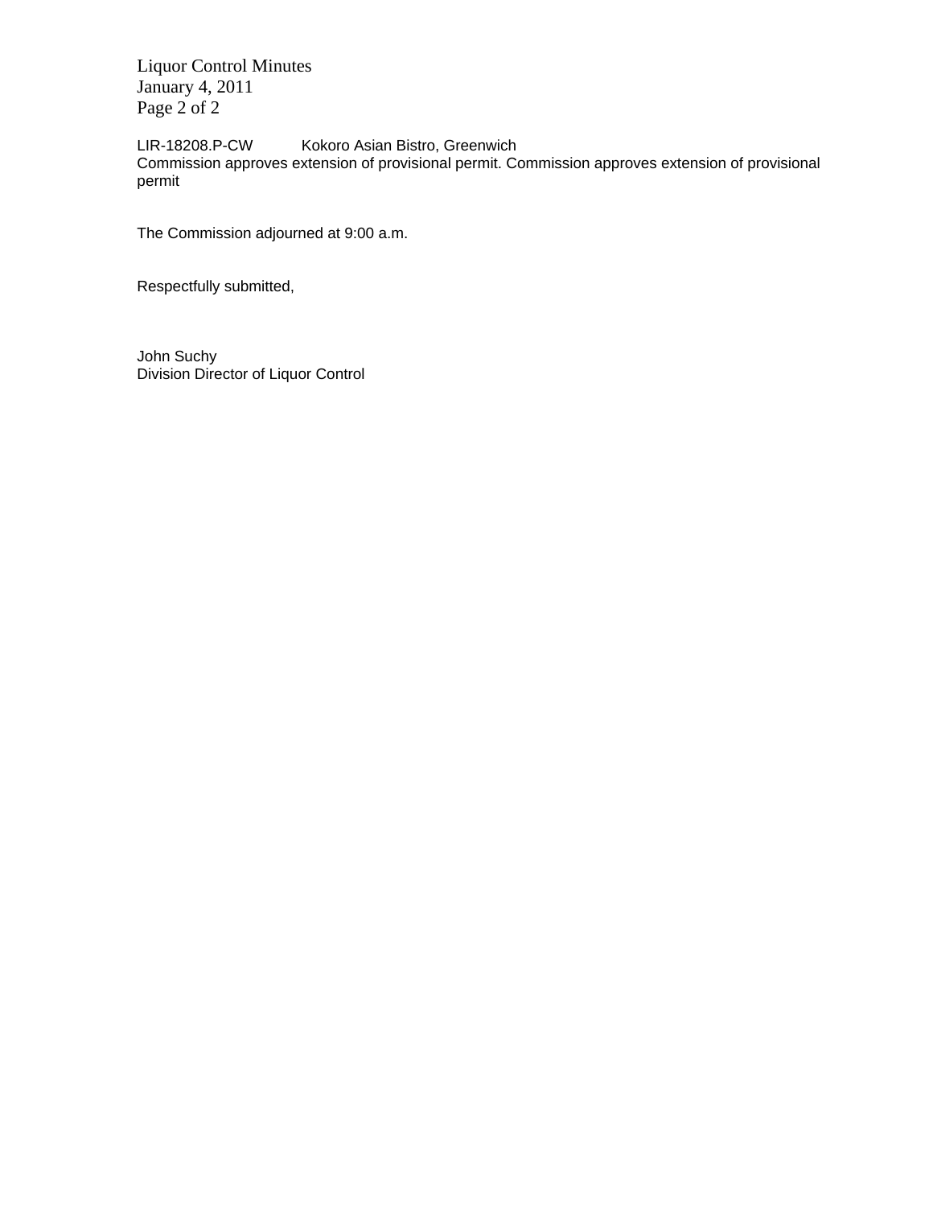LIR-18208.P-CW Kokoro Asian Bistro, Greenwich
Commission approves extension of provisional permit. Commission approves extension of provisional permit

The Commission adjourned at 9:00 a.m.

Respectfully submitted,

John Suchy
Division Director of Liquor Control